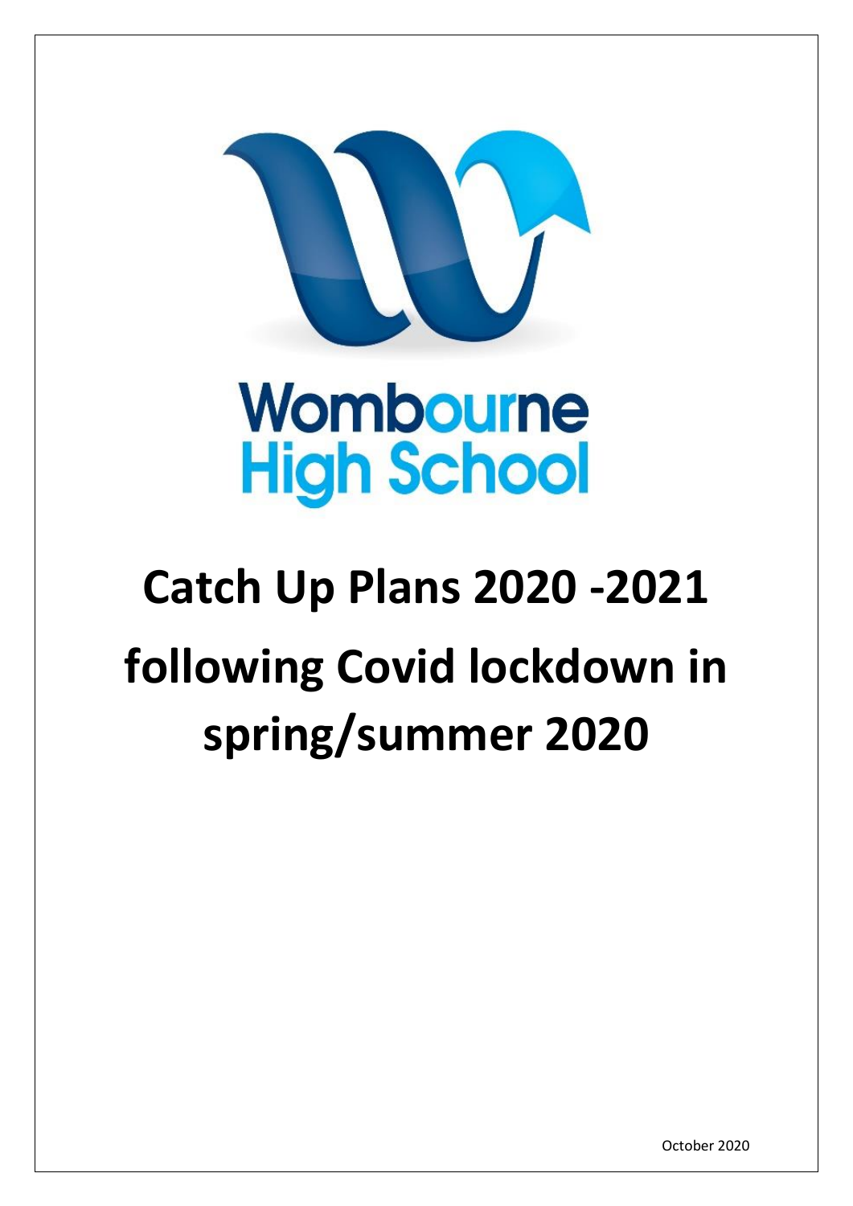Wombourne High School

# Catch Up Plans 2020 -2021 following Covid lockdown in spring/summer 2020

October 2020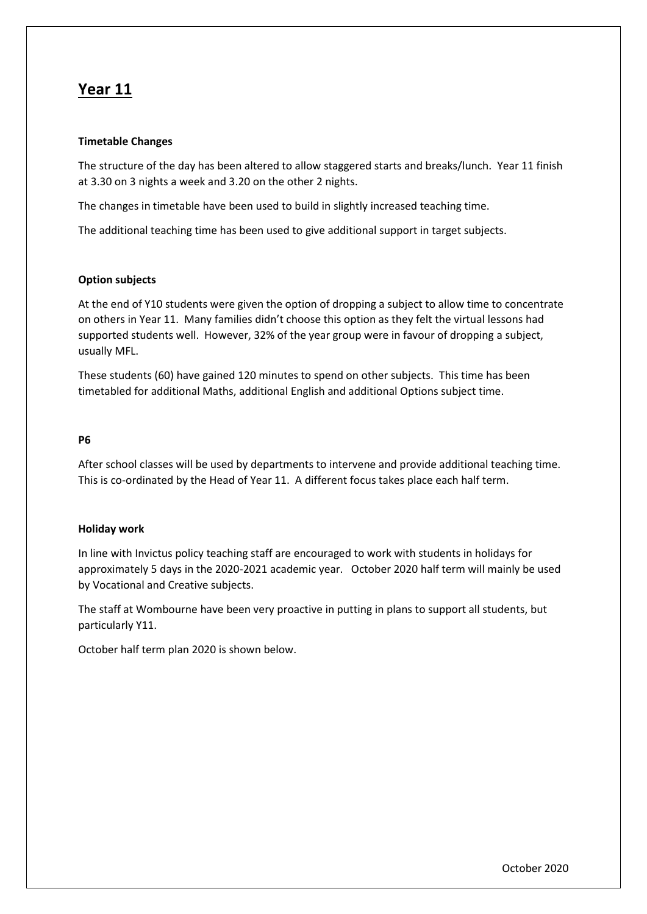# Year 11

**Timetable Changes**

The structure of the day has been altered to allow staggered starts and breaks/lunch. Year 11 finish at 3.30 on 3 nights a week and 3.20 on the other 2 nights.

The changes in timetable have been used to build in slightly increased teaching time.

The additional teaching time has been used to give additional support in target subjects.

**Option subjects**

At the end of Y10 students were given the option of dropping a subject to allow time to concentrate on others in Year 11. Many families didn't choose this option as they felt the virtual lessons had supported students well. However, 32% of the year group were in favour of dropping a subject, usually MFL.

These students (60) have gained 120 minutes to spend on other subjects. This time has been timetabled for additional Maths, additional English and additional Options subject time.

**P6**

After school classes will be used by departments to intervene and provide additional teaching time. This is co-ordinated by the Head of Year 11. A different focus takes place each half term.

**Holiday work**

In line with Invictus policy teaching staff are encouraged to work with students in holidays for approximately 5 days in the 2020-2021 academic year. October 2020 half term will mainly be used by Vocational and Creative subjects.

The staff at Wombourne have been very proactive in putting in plans to support all students, but particularly Y11.

October half term plan 2020 is shown below.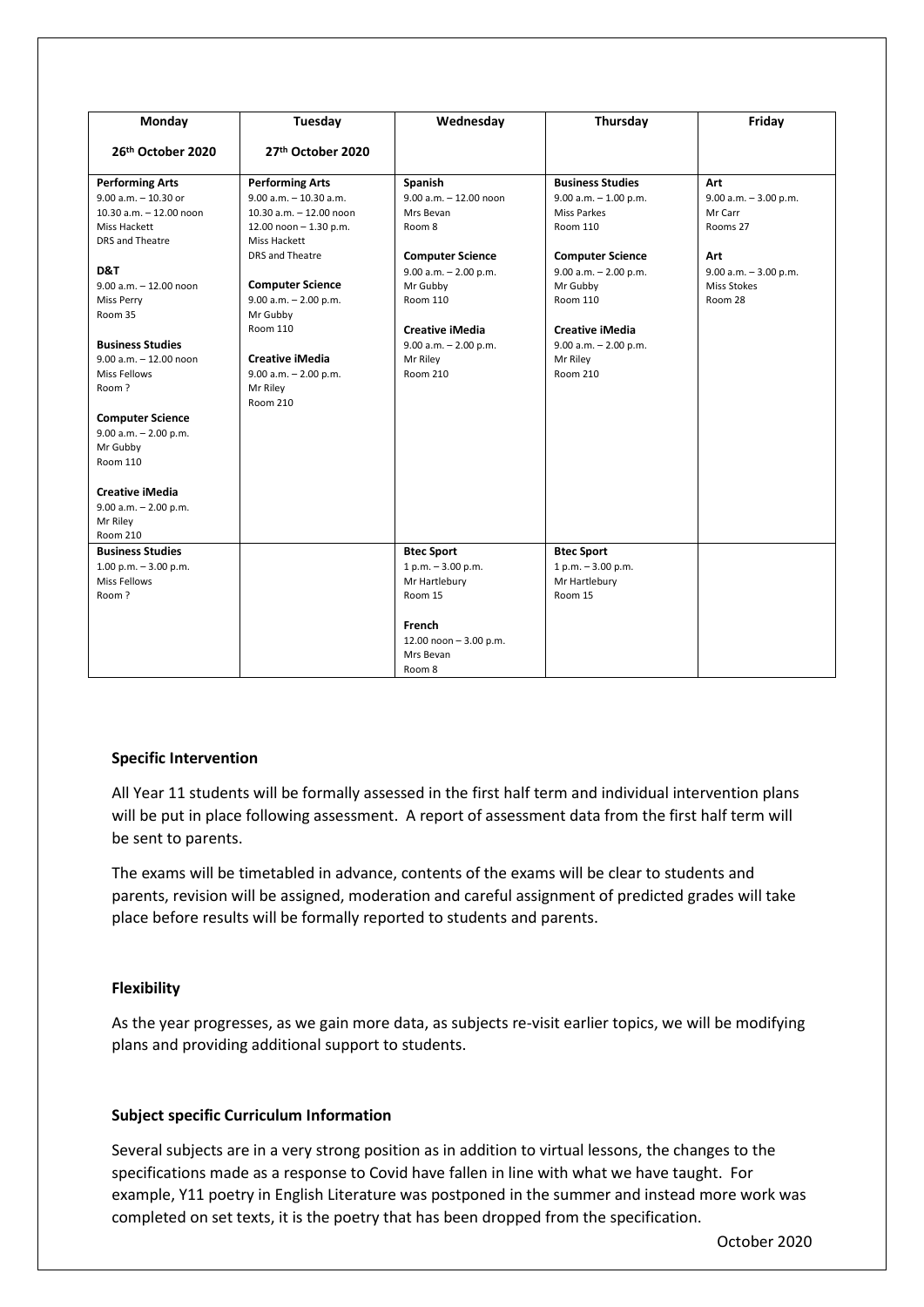| Monday<br><br>26th October 2020 | Tuesday<br><br>27th October 2020 | Wednesday | Thursday | Friday |
| --- | --- | --- | --- | --- |
| **Performing Arts**<br>9.00 a.m. – 10.30 or<br>10.30 a.m. – 12.00 noon<br>Miss Hackett<br>DRS and Theatre<br><br>**D&T**<br>9.00 a.m. – 12.00 noon<br>Miss Perry<br>Room 35<br><br>**Business Studies**<br>9.00 a.m. – 12.00 noon<br>Miss Fellows<br>Room ?<br><br>**Computer Science**<br>9.00 a.m. – 2.00 p.m.<br>Mr Gubby<br>Room 110<br><br>**Creative iMedia**<br>9.00 a.m. – 2.00 p.m.<br>Mr Riley<br>Room 210 | **Performing Arts**<br>9.00 a.m. – 10.30 a.m.<br>10.30 a.m. – 12.00 noon<br>12.00 noon – 1.30 p.m.<br>Miss Hackett<br>DRS and Theatre<br><br>**Computer Science**<br>9.00 a.m. – 2.00 p.m.<br>Mr Gubby<br>Room 110<br><br>**Creative iMedia**<br>9.00 a.m. – 2.00 p.m.<br>Mr Riley<br>Room 210 | **Spanish**<br>9.00 a.m. – 12.00 noon<br>Mrs Bevan<br>Room 8<br><br>**Computer Science**<br>9.00 a.m. – 2.00 p.m.<br>Mr Gubby<br>Room 110<br><br>**Creative iMedia**<br>9.00 a.m. – 2.00 p.m.<br>Mr Riley<br>Room 210 | **Business Studies**<br>9.00 a.m. – 1.00 p.m.<br>Miss Parkes<br>Room 110<br><br>**Computer Science**<br>9.00 a.m. – 2.00 p.m.<br>Mr Gubby<br>Room 110<br><br>**Creative iMedia**<br>9.00 a.m. – 2.00 p.m.<br>Mr Riley<br>Room 210 | **Art**<br>9.00 a.m. – 3.00 p.m.<br>Mr Carr<br>Rooms 27<br><br>**Art**<br>9.00 a.m. – 3.00 p.m.<br>Miss Stokes<br>Room 28 |
| **Business Studies**<br>1.00 p.m. – 3.00 p.m.<br>Miss Fellows<br>Room ? | | **Btec Sport**<br>1 p.m. – 3.00 p.m.<br>Mr Hartlebury<br>Room 15<br><br>**French**<br>12.00 noon – 3.00 p.m.<br>Mrs Bevan<br>Room 8 | **Btec Sport**<br>1 p.m. – 3.00 p.m.<br>Mr Hartlebury<br>Room 15 | |

**Specific Intervention**

All Year 11 students will be formally assessed in the first half term and individual intervention plans will be put in place following assessment. A report of assessment data from the first half term will be sent to parents.

The exams will be timetabled in advance, contents of the exams will be clear to students and parents, revision will be assigned, moderation and careful assignment of predicted grades will take place before results will be formally reported to students and parents.

**Flexibility**

As the year progresses, as we gain more data, as subjects re-visit earlier topics, we will be modifying plans and providing additional support to students.

**Subject specific Curriculum Information**

Several subjects are in a very strong position as in addition to virtual lessons, the changes to the specifications made as a response to Covid have fallen in line with what we have taught. For example, Y11 poetry in English Literature was postponed in the summer and instead more work was completed on set texts, it is the poetry that has been dropped from the specification.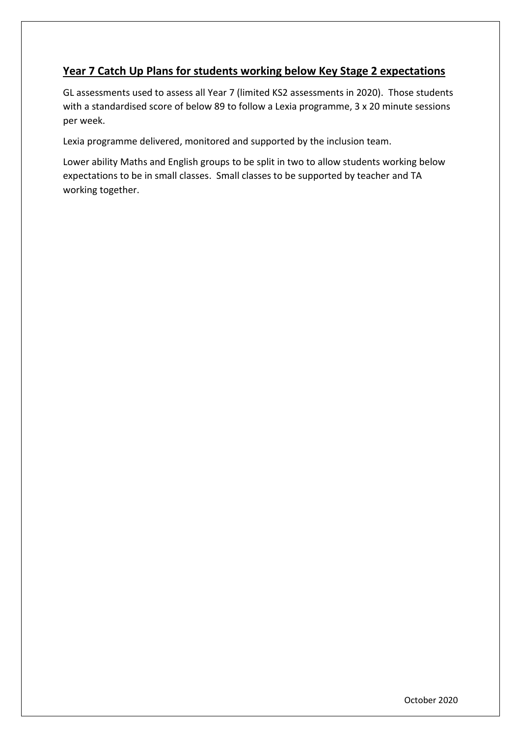## Year 7 Catch Up Plans for students working below Key Stage 2 expectations

GL assessments used to assess all Year 7 (limited KS2 assessments in 2020). Those students with a standardised score of below 89 to follow a Lexia programme, 3 x 20 minute sessions per week.

Lexia programme delivered, monitored and supported by the inclusion team.

Lower ability Maths and English groups to be split in two to allow students working below expectations to be in small classes. Small classes to be supported by teacher and TA working together.

October 2020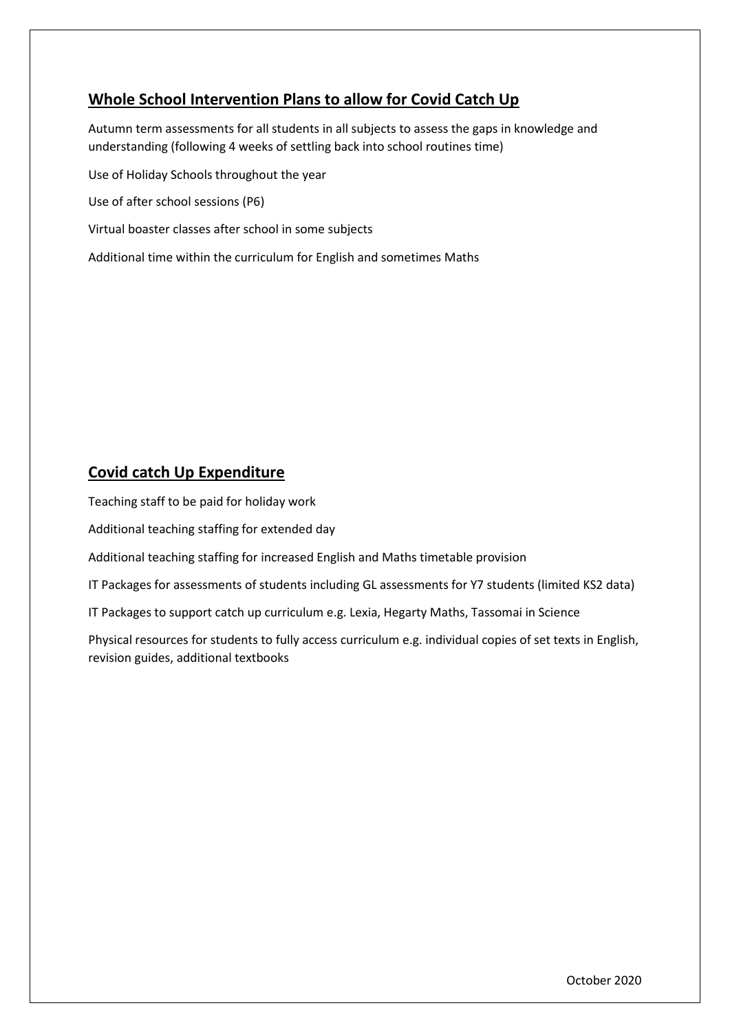## Whole School Intervention Plans to allow for Covid Catch Up

Autumn term assessments for all students in all subjects to assess the gaps in knowledge and understanding (following 4 weeks of settling back into school routines time)

Use of Holiday Schools throughout the year

Use of after school sessions (P6)

Virtual boaster classes after school in some subjects

Additional time within the curriculum for English and sometimes Maths

## Covid catch Up Expenditure

Teaching staff to be paid for holiday work

Additional teaching staffing for extended day

Additional teaching staffing for increased English and Maths timetable provision

IT Packages for assessments of students including GL assessments for Y7 students (limited KS2 data)

IT Packages to support catch up curriculum e.g. Lexia, Hegarty Maths, Tassomai in Science

Physical resources for students to fully access curriculum e.g. individual copies of set texts in English, revision guides, additional textbooks

October 2020